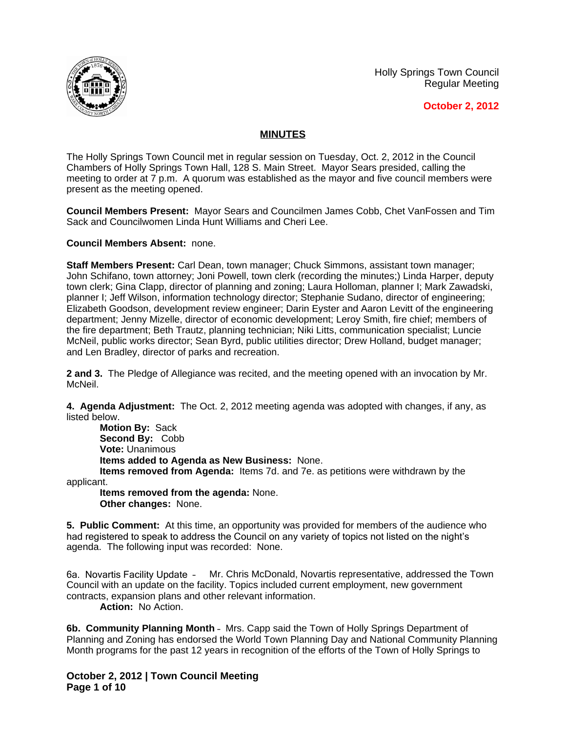Holly Springs Town Council
Regular Meeting

**October 2, 2012**

## MINUTES

The Holly Springs Town Council met in regular session on Tuesday, Oct. 2, 2012 in the Council Chambers of Holly Springs Town Hall, 128 S. Main Street. Mayor Sears presided, calling the meeting to order at 7 p.m. A quorum was established as the mayor and five council members were present as the meeting opened.

**Council Members Present:** Mayor Sears and Councilmen James Cobb, Chet VanFossen and Tim Sack and Councilwomen Linda Hunt Williams and Cheri Lee.

**Council Members Absent:** none.

**Staff Members Present:** Carl Dean, town manager; Chuck Simmons, assistant town manager; John Schifano, town attorney; Joni Powell, town clerk (recording the minutes;) Linda Harper, deputy town clerk; Gina Clapp, director of planning and zoning; Laura Holloman, planner I; Mark Zawadski, planner I; Jeff Wilson, information technology director; Stephanie Sudano, director of engineering; Elizabeth Goodson, development review engineer; Darin Eyster and Aaron Levitt of the engineering department; Jenny Mizelle, director of economic development; Leroy Smith, fire chief; members of the fire department; Beth Trautz, planning technician; Niki Litts, communication specialist; Luncie McNeil, public works director; Sean Byrd, public utilities director; Drew Holland, budget manager; and Len Bradley, director of parks and recreation.

**2 and 3.** The Pledge of Allegiance was recited, and the meeting opened with an invocation by Mr. McNeil.

**4. Agenda Adjustment:** The Oct. 2, 2012 meeting agenda was adopted with changes, if any, as listed below.

**Motion By:** Sack
**Second By:** Cobb
**Vote:** Unanimous
**Items added to Agenda as New Business:** None.
**Items removed from Agenda:** Items 7d. and 7e. as petitions were withdrawn by the applicant.
**Items removed from the agenda:** None.
**Other changes:** None.

**5. Public Comment:** At this time, an opportunity was provided for members of the audience who had registered to speak to address the Council on any variety of topics not listed on the night's agenda. The following input was recorded: None.

6a. Novartis Facility Update – Mr. Chris McDonald, Novartis representative, addressed the Town Council with an update on the facility. Topics included current employment, new government contracts, expansion plans and other relevant information.

**Action:** No Action.

**6b. Community Planning Month** – Mrs. Capp said the Town of Holly Springs Department of Planning and Zoning has endorsed the World Town Planning Day and National Community Planning Month programs for the past 12 years in recognition of the efforts of the Town of Holly Springs to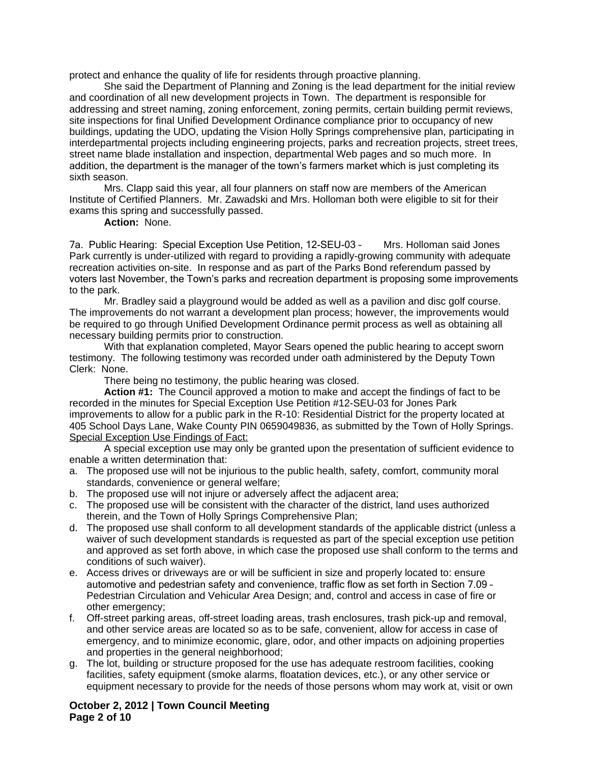protect and enhance the quality of life for residents through proactive planning.

She said the Department of Planning and Zoning is the lead department for the initial review and coordination of all new development projects in Town. The department is responsible for addressing and street naming, zoning enforcement, zoning permits, certain building permit reviews, site inspections for final Unified Development Ordinance compliance prior to occupancy of new buildings, updating the UDO, updating the Vision Holly Springs comprehensive plan, participating in interdepartmental projects including engineering projects, parks and recreation projects, street trees, street name blade installation and inspection, departmental Web pages and so much more. In addition, the department is the manager of the town's farmers market which is just completing its sixth season.

Mrs. Clapp said this year, all four planners on staff now are members of the American Institute of Certified Planners. Mr. Zawadski and Mrs. Holloman both were eligible to sit for their exams this spring and successfully passed.

**Action:** None.

7a. Public Hearing: Special Exception Use Petition, 12-SEU-03 – Mrs. Holloman said Jones Park currently is under-utilized with regard to providing a rapidly-growing community with adequate recreation activities on-site. In response and as part of the Parks Bond referendum passed by voters last November, the Town's parks and recreation department is proposing some improvements to the park.

Mr. Bradley said a playground would be added as well as a pavilion and disc golf course. The improvements do not warrant a development plan process; however, the improvements would be required to go through Unified Development Ordinance permit process as well as obtaining all necessary building permits prior to construction.

With that explanation completed, Mayor Sears opened the public hearing to accept sworn testimony. The following testimony was recorded under oath administered by the Deputy Town Clerk: None.

There being no testimony, the public hearing was closed.

**Action #1:** The Council approved a motion to make and accept the findings of fact to be recorded in the minutes for Special Exception Use Petition #12-SEU-03 for Jones Park improvements to allow for a public park in the R-10: Residential District for the property located at 405 School Days Lane, Wake County PIN 0659049836, as submitted by the Town of Holly Springs.

Special Exception Use Findings of Fact:

A special exception use may only be granted upon the presentation of sufficient evidence to enable a written determination that:

a. The proposed use will not be injurious to the public health, safety, comfort, community moral standards, convenience or general welfare;
b. The proposed use will not injure or adversely affect the adjacent area;
c. The proposed use will be consistent with the character of the district, land uses authorized therein, and the Town of Holly Springs Comprehensive Plan;
d. The proposed use shall conform to all development standards of the applicable district (unless a waiver of such development standards is requested as part of the special exception use petition and approved as set forth above, in which case the proposed use shall conform to the terms and conditions of such waiver).
e. Access drives or driveways are or will be sufficient in size and properly located to: ensure automotive and pedestrian safety and convenience, traffic flow as set forth in Section 7.09 – Pedestrian Circulation and Vehicular Area Design; and, control and access in case of fire or other emergency;
f. Off-street parking areas, off-street loading areas, trash enclosures, trash pick-up and removal, and other service areas are located so as to be safe, convenient, allow for access in case of emergency, and to minimize economic, glare, odor, and other impacts on adjoining properties and properties in the general neighborhood;
g. The lot, building or structure proposed for the use has adequate restroom facilities, cooking facilities, safety equipment (smoke alarms, floatation devices, etc.), or any other service or equipment necessary to provide for the needs of those persons whom may work at, visit or own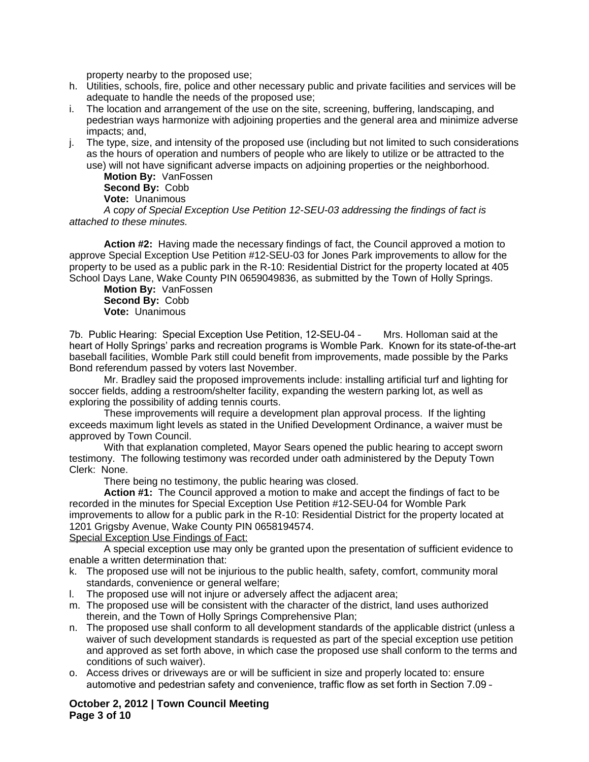property nearby to the proposed use;

h. Utilities, schools, fire, police and other necessary public and private facilities and services will be adequate to handle the needs of the proposed use;
i. The location and arrangement of the use on the site, screening, buffering, landscaping, and pedestrian ways harmonize with adjoining properties and the general area and minimize adverse impacts; and,
j. The type, size, and intensity of the proposed use (including but not limited to such considerations as the hours of operation and numbers of people who are likely to utilize or be attracted to the use) will not have significant adverse impacts on adjoining properties or the neighborhood.

**Motion By:** VanFossen
**Second By:** Cobb
**Vote:** Unanimous

*A copy of Special Exception Use Petition 12-SEU-03 addressing the findings of fact is attached to these minutes.*

**Action #2:** Having made the necessary findings of fact, the Council approved a motion to approve Special Exception Use Petition #12-SEU-03 for Jones Park improvements to allow for the property to be used as a public park in the R-10: Residential District for the property located at 405 School Days Lane, Wake County PIN 0659049836, as submitted by the Town of Holly Springs.

**Motion By:** VanFossen
**Second By:** Cobb
**Vote:** Unanimous

7b. Public Hearing: Special Exception Use Petition, 12-SEU-04 – Mrs. Holloman said at the heart of Holly Springs' parks and recreation programs is Womble Park. Known for its state-of-the-art baseball facilities, Womble Park still could benefit from improvements, made possible by the Parks Bond referendum passed by voters last November.

Mr. Bradley said the proposed improvements include: installing artificial turf and lighting for soccer fields, adding a restroom/shelter facility, expanding the western parking lot, as well as exploring the possibility of adding tennis courts.

These improvements will require a development plan approval process. If the lighting exceeds maximum light levels as stated in the Unified Development Ordinance, a waiver must be approved by Town Council.

With that explanation completed, Mayor Sears opened the public hearing to accept sworn testimony. The following testimony was recorded under oath administered by the Deputy Town Clerk: None.

There being no testimony, the public hearing was closed.

**Action #1:** The Council approved a motion to make and accept the findings of fact to be recorded in the minutes for Special Exception Use Petition #12-SEU-04 for Womble Park improvements to allow for a public park in the R-10: Residential District for the property located at 1201 Grigsby Avenue, Wake County PIN 0658194574.

Special Exception Use Findings of Fact:

A special exception use may only be granted upon the presentation of sufficient evidence to enable a written determination that:

k. The proposed use will not be injurious to the public health, safety, comfort, community moral standards, convenience or general welfare;
l. The proposed use will not injure or adversely affect the adjacent area;
m. The proposed use will be consistent with the character of the district, land uses authorized therein, and the Town of Holly Springs Comprehensive Plan;
n. The proposed use shall conform to all development standards of the applicable district (unless a waiver of such development standards is requested as part of the special exception use petition and approved as set forth above, in which case the proposed use shall conform to the terms and conditions of such waiver).
o. Access drives or driveways are or will be sufficient in size and properly located to: ensure automotive and pedestrian safety and convenience, traffic flow as set forth in Section 7.09 –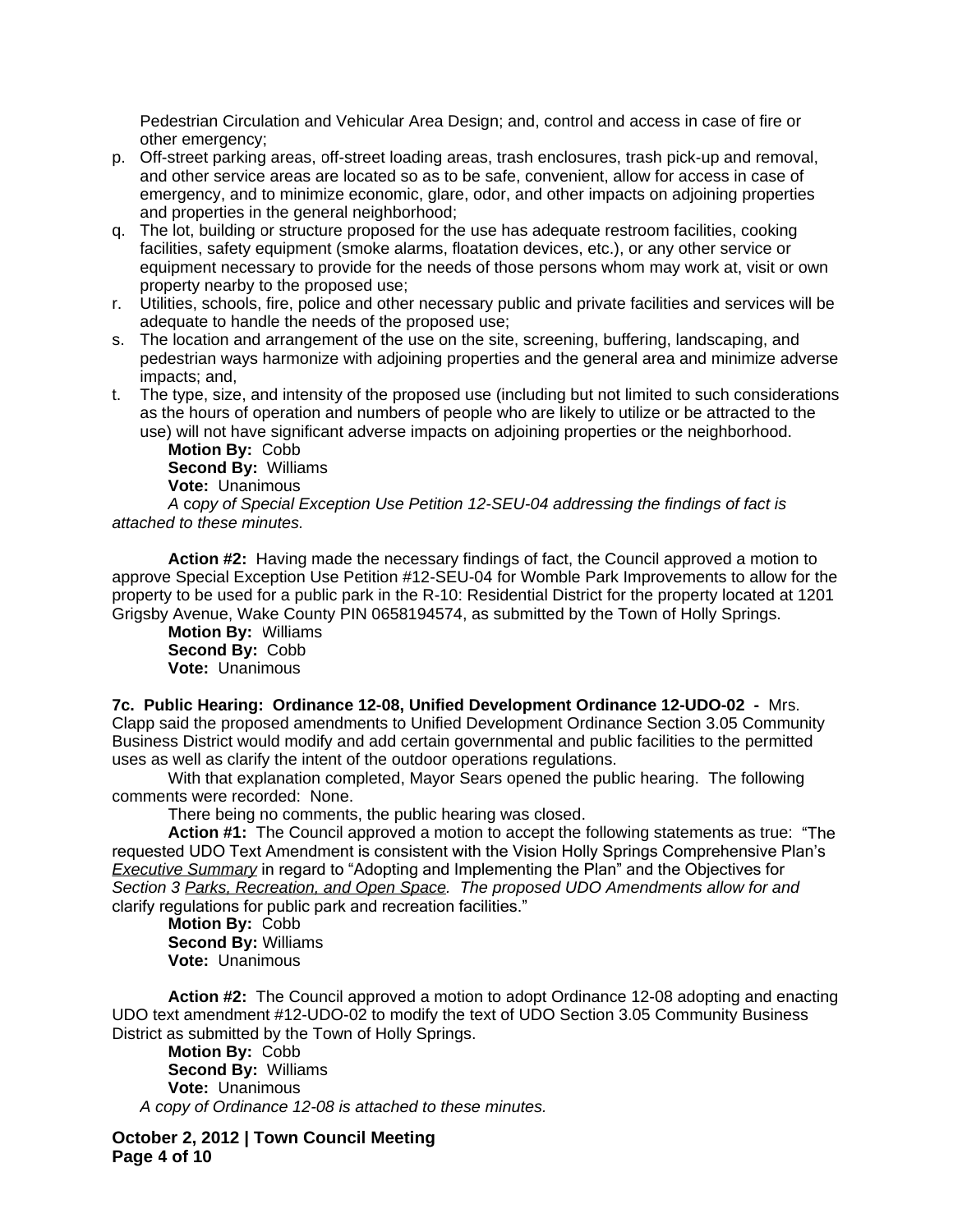Pedestrian Circulation and Vehicular Area Design; and, control and access in case of fire or other emergency;

p. Off-street parking areas, off-street loading areas, trash enclosures, trash pick-up and removal, and other service areas are located so as to be safe, convenient, allow for access in case of emergency, and to minimize economic, glare, odor, and other impacts on adjoining properties and properties in the general neighborhood;

q. The lot, building or structure proposed for the use has adequate restroom facilities, cooking facilities, safety equipment (smoke alarms, floatation devices, etc.), or any other service or equipment necessary to provide for the needs of those persons whom may work at, visit or own property nearby to the proposed use;

r. Utilities, schools, fire, police and other necessary public and private facilities and services will be adequate to handle the needs of the proposed use;

s. The location and arrangement of the use on the site, screening, buffering, landscaping, and pedestrian ways harmonize with adjoining properties and the general area and minimize adverse impacts; and,

t. The type, size, and intensity of the proposed use (including but not limited to such considerations as the hours of operation and numbers of people who are likely to utilize or be attracted to the use) will not have significant adverse impacts on adjoining properties or the neighborhood.

**Motion By:** Cobb
**Second By:** Williams
**Vote:** Unanimous

*A copy of Special Exception Use Petition 12-SEU-04 addressing the findings of fact is attached to these minutes.*

**Action #2:** Having made the necessary findings of fact, the Council approved a motion to approve Special Exception Use Petition #12-SEU-04 for Womble Park Improvements to allow for the property to be used for a public park in the R-10: Residential District for the property located at 1201 Grigsby Avenue, Wake County PIN 0658194574, as submitted by the Town of Holly Springs.

**Motion By:** Williams
**Second By:** Cobb
**Vote:** Unanimous

**7c. Public Hearing: Ordinance 12-08, Unified Development Ordinance 12-UDO-02 -** Mrs. Clapp said the proposed amendments to Unified Development Ordinance Section 3.05 Community Business District would modify and add certain governmental and public facilities to the permitted uses as well as clarify the intent of the outdoor operations regulations.

With that explanation completed, Mayor Sears opened the public hearing. The following comments were recorded: None.

There being no comments, the public hearing was closed.

**Action #1:** The Council approved a motion to accept the following statements as true: "The requested UDO Text Amendment is consistent with the Vision Holly Springs Comprehensive Plan's *Executive Summary* in regard to "Adopting and Implementing the Plan" and the Objectives for *Section 3 Parks, Recreation, and Open Space. The proposed UDO Amendments allow for and* clarify regulations for public park and recreation facilities."

**Motion By:** Cobb
**Second By:** Williams
**Vote:** Unanimous

**Action #2:** The Council approved a motion to adopt Ordinance 12-08 adopting and enacting UDO text amendment #12-UDO-02 to modify the text of UDO Section 3.05 Community Business District as submitted by the Town of Holly Springs.

**Motion By:** Cobb
**Second By:** Williams
**Vote:** Unanimous

*A copy of Ordinance 12-08 is attached to these minutes.*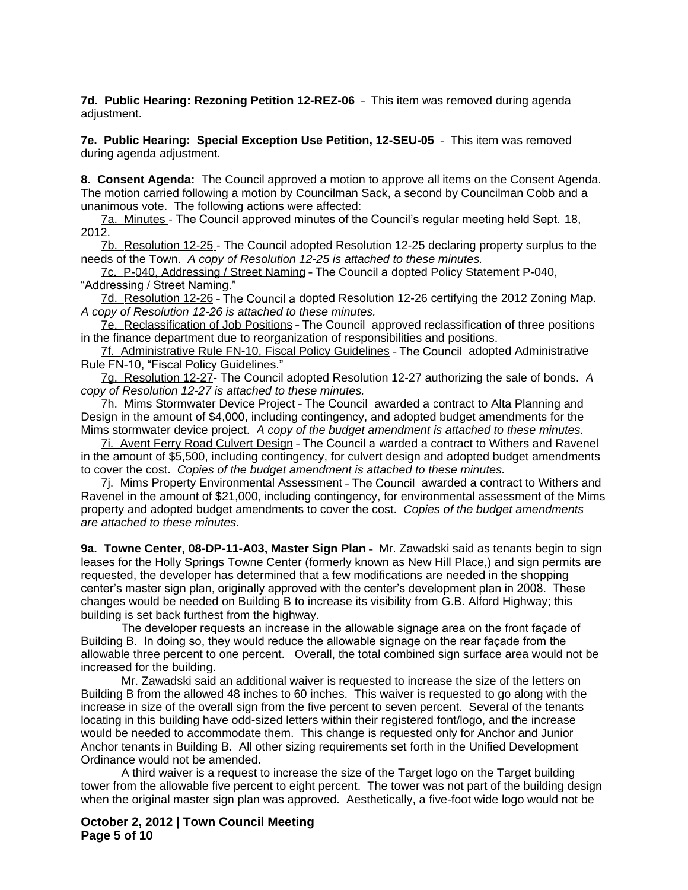**7d. Public Hearing: Rezoning Petition 12-REZ-06** - This item was removed during agenda adjustment.

**7e. Public Hearing: Special Exception Use Petition, 12-SEU-05** - This item was removed during agenda adjustment.

**8. Consent Agenda:** The Council approved a motion to approve all items on the Consent Agenda. The motion carried following a motion by Councilman Sack, a second by Councilman Cobb and a unanimous vote. The following actions were affected:

7a. Minutes - The Council approved minutes of the Council's regular meeting held Sept. 18, 2012.

7b. Resolution 12-25 - The Council adopted Resolution 12-25 declaring property surplus to the needs of the Town. *A copy of Resolution 12-25 is attached to these minutes.*

7c. P-040, Addressing / Street Naming - The Council a dopted Policy Statement P-040, "Addressing / Street Naming."

7d. Resolution 12-26 - The Council a dopted Resolution 12-26 certifying the 2012 Zoning Map. *A copy of Resolution 12-26 is attached to these minutes.*

7e. Reclassification of Job Positions - The Council approved reclassification of three positions in the finance department due to reorganization of responsibilities and positions.

7f. Administrative Rule FN-10, Fiscal Policy Guidelines - The Council adopted Administrative Rule FN-10, "Fiscal Policy Guidelines."

7g. Resolution 12-27- The Council adopted Resolution 12-27 authorizing the sale of bonds. *A copy of Resolution 12-27 is attached to these minutes.*

7h. Mims Stormwater Device Project - The Council awarded a contract to Alta Planning and Design in the amount of $4,000, including contingency, and adopted budget amendments for the Mims stormwater device project. *A copy of the budget amendment is attached to these minutes.*

7i. Avent Ferry Road Culvert Design - The Council a warded a contract to Withers and Ravenel in the amount of $5,500, including contingency, for culvert design and adopted budget amendments to cover the cost. *Copies of the budget amendment is attached to these minutes.*

7j. Mims Property Environmental Assessment - The Council awarded a contract to Withers and Ravenel in the amount of $21,000, including contingency, for environmental assessment of the Mims property and adopted budget amendments to cover the cost. *Copies of the budget amendments are attached to these minutes.*

**9a. Towne Center, 08-DP-11-A03, Master Sign Plan** - Mr. Zawadski said as tenants begin to sign leases for the Holly Springs Towne Center (formerly known as New Hill Place,) and sign permits are requested, the developer has determined that a few modifications are needed in the shopping center's master sign plan, originally approved with the center's development plan in 2008. These changes would be needed on Building B to increase its visibility from G.B. Alford Highway; this building is set back furthest from the highway.

The developer requests an increase in the allowable signage area on the front façade of Building B. In doing so, they would reduce the allowable signage on the rear façade from the allowable three percent to one percent. Overall, the total combined sign surface area would not be increased for the building.

Mr. Zawadski said an additional waiver is requested to increase the size of the letters on Building B from the allowed 48 inches to 60 inches. This waiver is requested to go along with the increase in size of the overall sign from the five percent to seven percent. Several of the tenants locating in this building have odd-sized letters within their registered font/logo, and the increase would be needed to accommodate them. This change is requested only for Anchor and Junior Anchor tenants in Building B. All other sizing requirements set forth in the Unified Development Ordinance would not be amended.

A third waiver is a request to increase the size of the Target logo on the Target building tower from the allowable five percent to eight percent. The tower was not part of the building design when the original master sign plan was approved. Aesthetically, a five-foot wide logo would not be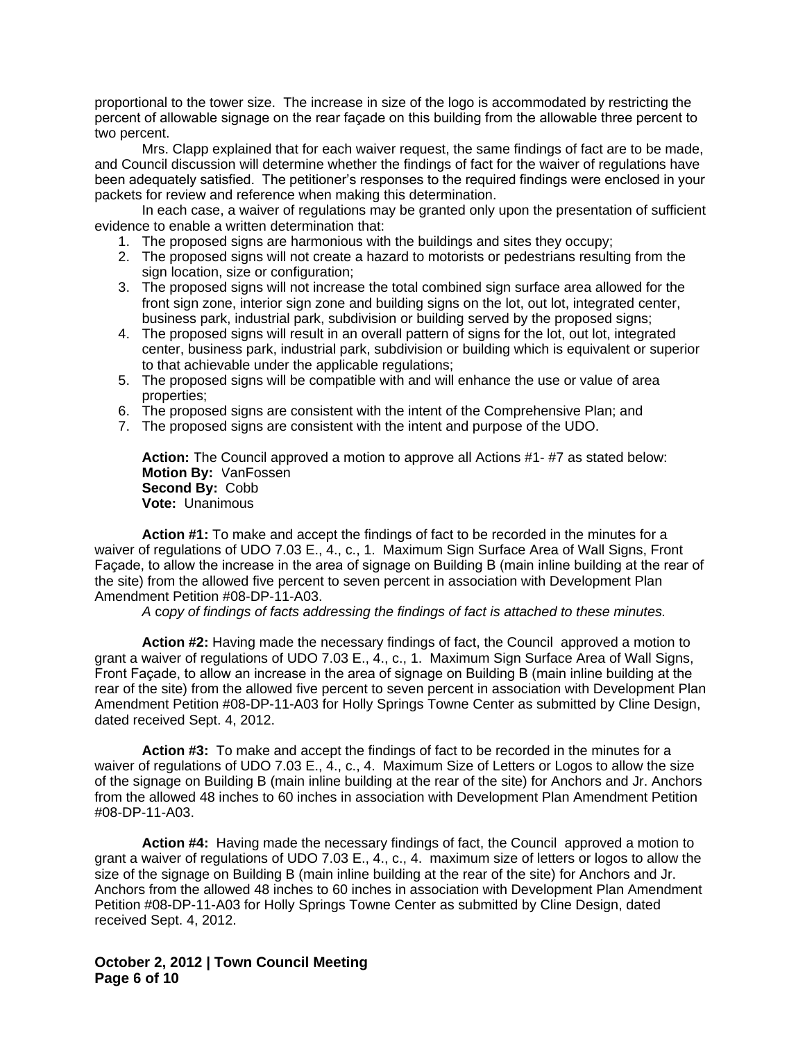proportional to the tower size. The increase in size of the logo is accommodated by restricting the percent of allowable signage on the rear façade on this building from the allowable three percent to two percent.

Mrs. Clapp explained that for each waiver request, the same findings of fact are to be made, and Council discussion will determine whether the findings of fact for the waiver of regulations have been adequately satisfied. The petitioner's responses to the required findings were enclosed in your packets for review and reference when making this determination.

In each case, a waiver of regulations may be granted only upon the presentation of sufficient evidence to enable a written determination that:

1. The proposed signs are harmonious with the buildings and sites they occupy;
2. The proposed signs will not create a hazard to motorists or pedestrians resulting from the sign location, size or configuration;
3. The proposed signs will not increase the total combined sign surface area allowed for the front sign zone, interior sign zone and building signs on the lot, out lot, integrated center, business park, industrial park, subdivision or building served by the proposed signs;
4. The proposed signs will result in an overall pattern of signs for the lot, out lot, integrated center, business park, industrial park, subdivision or building which is equivalent or superior to that achievable under the applicable regulations;
5. The proposed signs will be compatible with and will enhance the use or value of area properties;
6. The proposed signs are consistent with the intent of the Comprehensive Plan; and
7. The proposed signs are consistent with the intent and purpose of the UDO.

**Action:** The Council approved a motion to approve all Actions #1- #7 as stated below:
**Motion By:** VanFossen
**Second By:** Cobb
**Vote:** Unanimous

**Action #1:** To make and accept the findings of fact to be recorded in the minutes for a waiver of regulations of UDO 7.03 E., 4., c., 1. Maximum Sign Surface Area of Wall Signs, Front Façade, to allow the increase in the area of signage on Building B (main inline building at the rear of the site) from the allowed five percent to seven percent in association with Development Plan Amendment Petition #08-DP-11-A03.

*A copy of findings of facts addressing the findings of fact is attached to these minutes.*

**Action #2:** Having made the necessary findings of fact, the Council approved a motion to grant a waiver of regulations of UDO 7.03 E., 4., c., 1. Maximum Sign Surface Area of Wall Signs, Front Façade, to allow an increase in the area of signage on Building B (main inline building at the rear of the site) from the allowed five percent to seven percent in association with Development Plan Amendment Petition #08-DP-11-A03 for Holly Springs Towne Center as submitted by Cline Design, dated received Sept. 4, 2012.

**Action #3:** To make and accept the findings of fact to be recorded in the minutes for a waiver of regulations of UDO 7.03 E., 4., c., 4. Maximum Size of Letters or Logos to allow the size of the signage on Building B (main inline building at the rear of the site) for Anchors and Jr. Anchors from the allowed 48 inches to 60 inches in association with Development Plan Amendment Petition #08-DP-11-A03.

**Action #4:** Having made the necessary findings of fact, the Council approved a motion to grant a waiver of regulations of UDO 7.03 E., 4., c., 4. maximum size of letters or logos to allow the size of the signage on Building B (main inline building at the rear of the site) for Anchors and Jr. Anchors from the allowed 48 inches to 60 inches in association with Development Plan Amendment Petition #08-DP-11-A03 for Holly Springs Towne Center as submitted by Cline Design, dated received Sept. 4, 2012.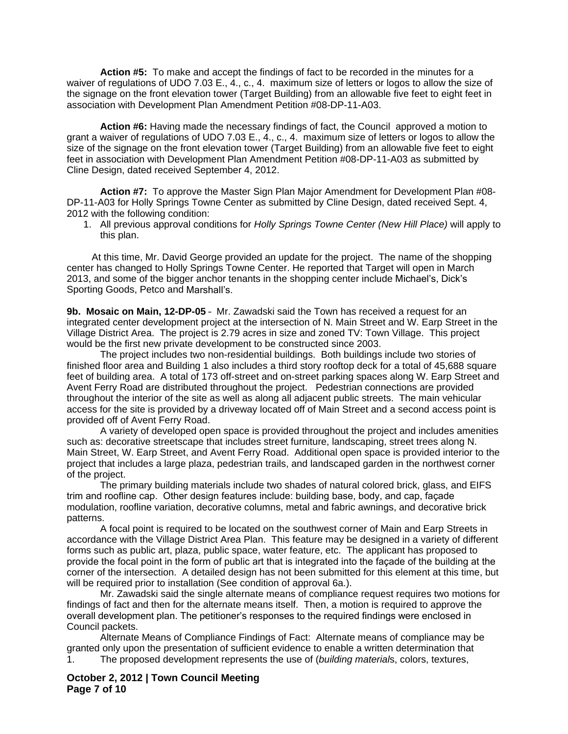**Action #5:** To make and accept the findings of fact to be recorded in the minutes for a waiver of regulations of UDO 7.03 E., 4., c., 4. maximum size of letters or logos to allow the size of the signage on the front elevation tower (Target Building) from an allowable five feet to eight feet in association with Development Plan Amendment Petition #08-DP-11-A03.

**Action #6:** Having made the necessary findings of fact, the Council approved a motion to grant a waiver of regulations of UDO 7.03 E., 4., c., 4. maximum size of letters or logos to allow the size of the signage on the front elevation tower (Target Building) from an allowable five feet to eight feet in association with Development Plan Amendment Petition #08-DP-11-A03 as submitted by Cline Design, dated received September 4, 2012.

**Action #7:** To approve the Master Sign Plan Major Amendment for Development Plan #08-DP-11-A03 for Holly Springs Towne Center as submitted by Cline Design, dated received Sept. 4, 2012 with the following condition:

1. All previous approval conditions for *Holly Springs Towne Center (New Hill Place)* will apply to this plan.

At this time, Mr. David George provided an update for the project. The name of the shopping center has changed to Holly Springs Towne Center. He reported that Target will open in March 2013, and some of the bigger anchor tenants in the shopping center include Michael's, Dick's Sporting Goods, Petco and Marshall's.

**9b. Mosaic on Main, 12-DP-05** – Mr. Zawadski said the Town has received a request for an integrated center development project at the intersection of N. Main Street and W. Earp Street in the Village District Area. The project is 2.79 acres in size and zoned TV: Town Village. This project would be the first new private development to be constructed since 2003.

The project includes two non-residential buildings. Both buildings include two stories of finished floor area and Building 1 also includes a third story rooftop deck for a total of 45,688 square feet of building area. A total of 173 off-street and on-street parking spaces along W. Earp Street and Avent Ferry Road are distributed throughout the project. Pedestrian connections are provided throughout the interior of the site as well as along all adjacent public streets. The main vehicular access for the site is provided by a driveway located off of Main Street and a second access point is provided off of Avent Ferry Road.

A variety of developed open space is provided throughout the project and includes amenities such as: decorative streetscape that includes street furniture, landscaping, street trees along N. Main Street, W. Earp Street, and Avent Ferry Road. Additional open space is provided interior to the project that includes a large plaza, pedestrian trails, and landscaped garden in the northwest corner of the project.

The primary building materials include two shades of natural colored brick, glass, and EIFS trim and roofline cap. Other design features include: building base, body, and cap, façade modulation, roofline variation, decorative columns, metal and fabric awnings, and decorative brick patterns.

A focal point is required to be located on the southwest corner of Main and Earp Streets in accordance with the Village District Area Plan. This feature may be designed in a variety of different forms such as public art, plaza, public space, water feature, etc. The applicant has proposed to provide the focal point in the form of public art that is integrated into the façade of the building at the corner of the intersection. A detailed design has not been submitted for this element at this time, but will be required prior to installation (See condition of approval 6a.).

Mr. Zawadski said the single alternate means of compliance request requires two motions for findings of fact and then for the alternate means itself. Then, a motion is required to approve the overall development plan. The petitioner's responses to the required findings were enclosed in Council packets.

Alternate Means of Compliance Findings of Fact: Alternate means of compliance may be granted only upon the presentation of sufficient evidence to enable a written determination that

1. The proposed development represents the use of (*building materials*, colors, textures,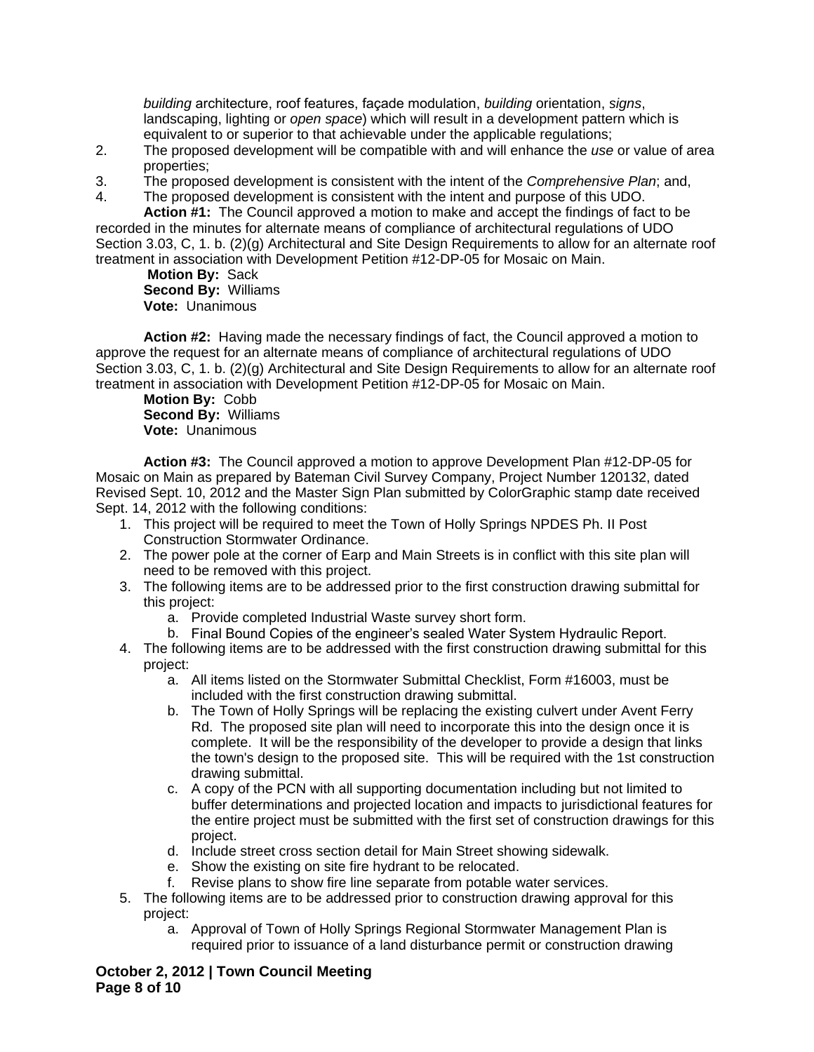*building* architecture, roof features, façade modulation, *building* orientation, *signs*, landscaping, lighting or *open space*) which will result in a development pattern which is equivalent to or superior to that achievable under the applicable regulations;

2. The proposed development will be compatible with and will enhance the *use* or value of area properties;
3. The proposed development is consistent with the intent of the *Comprehensive Plan*; and,
4. The proposed development is consistent with the intent and purpose of this UDO.

**Action #1:** The Council approved a motion to make and accept the findings of fact to be recorded in the minutes for alternate means of compliance of architectural regulations of UDO Section 3.03, C, 1. b. (2)(g) Architectural and Site Design Requirements to allow for an alternate roof treatment in association with Development Petition #12-DP-05 for Mosaic on Main.

**Motion By:** Sack
**Second By:** Williams
**Vote:** Unanimous

**Action #2:** Having made the necessary findings of fact, the Council approved a motion to approve the request for an alternate means of compliance of architectural regulations of UDO Section 3.03, C, 1. b. (2)(g) Architectural and Site Design Requirements to allow for an alternate roof treatment in association with Development Petition #12-DP-05 for Mosaic on Main.

**Motion By:** Cobb
**Second By:** Williams
**Vote:** Unanimous

**Action #3:** The Council approved a motion to approve Development Plan #12-DP-05 for Mosaic on Main as prepared by Bateman Civil Survey Company, Project Number 120132, dated Revised Sept. 10, 2012 and the Master Sign Plan submitted by ColorGraphic stamp date received Sept. 14, 2012 with the following conditions:

1. This project will be required to meet the Town of Holly Springs NPDES Ph. II Post Construction Stormwater Ordinance.
2. The power pole at the corner of Earp and Main Streets is in conflict with this site plan will need to be removed with this project.
3. The following items are to be addressed prior to the first construction drawing submittal for this project:
   a. Provide completed Industrial Waste survey short form.
   b. Final Bound Copies of the engineer's sealed Water System Hydraulic Report.
4. The following items are to be addressed with the first construction drawing submittal for this project:
   a. All items listed on the Stormwater Submittal Checklist, Form #16003, must be included with the first construction drawing submittal.
   b. The Town of Holly Springs will be replacing the existing culvert under Avent Ferry Rd. The proposed site plan will need to incorporate this into the design once it is complete. It will be the responsibility of the developer to provide a design that links the town's design to the proposed site. This will be required with the 1st construction drawing submittal.
   c. A copy of the PCN with all supporting documentation including but not limited to buffer determinations and projected location and impacts to jurisdictional features for the entire project must be submitted with the first set of construction drawings for this project.
   d. Include street cross section detail for Main Street showing sidewalk.
   e. Show the existing on site fire hydrant to be relocated.
   f. Revise plans to show fire line separate from potable water services.
5. The following items are to be addressed prior to construction drawing approval for this project:
   a. Approval of Town of Holly Springs Regional Stormwater Management Plan is required prior to issuance of a land disturbance permit or construction drawing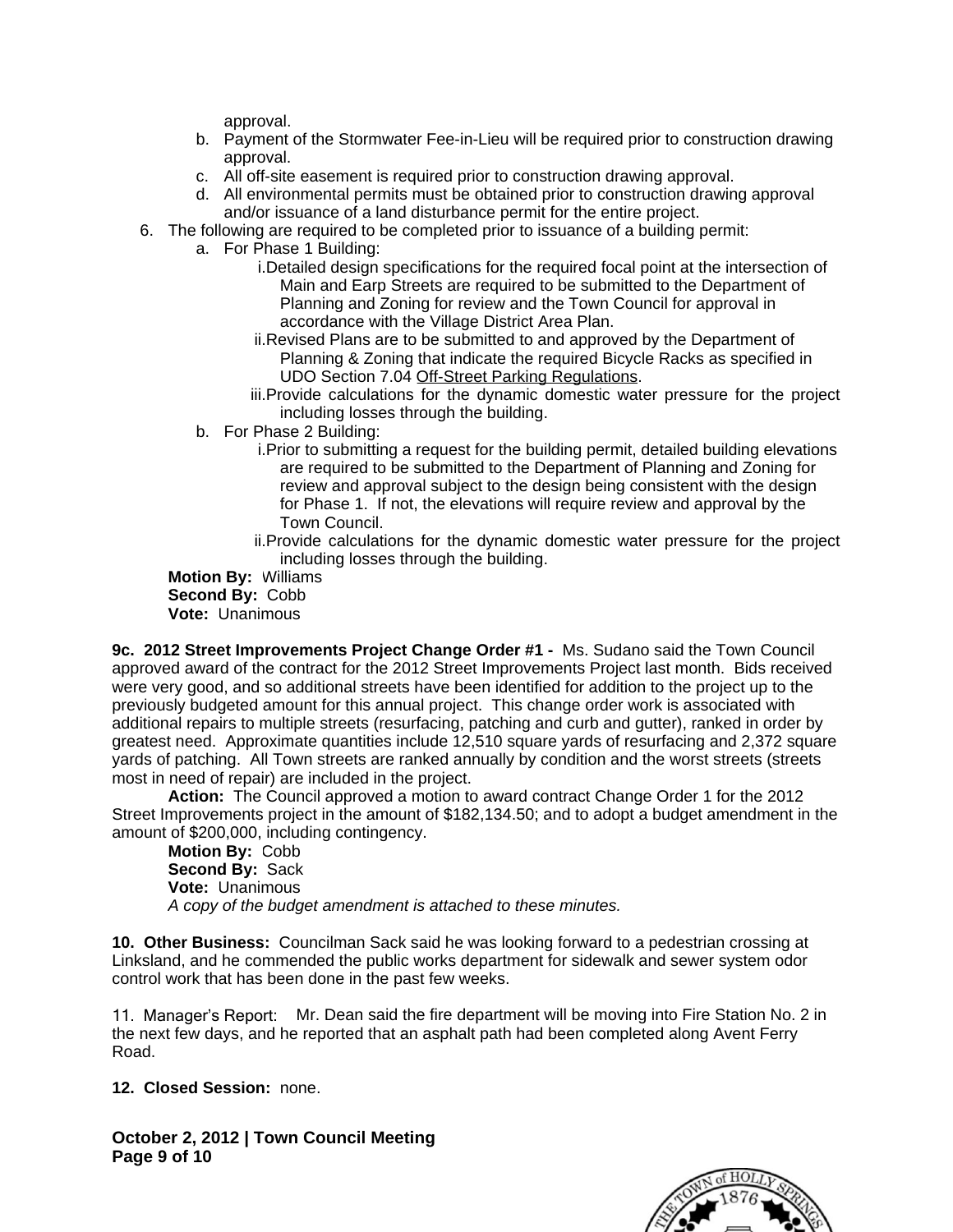approval.

   b. Payment of the Stormwater Fee-in-Lieu will be required prior to construction drawing approval.
   c. All off-site easement is required prior to construction drawing approval.
   d. All environmental permits must be obtained prior to construction drawing approval and/or issuance of a land disturbance permit for the entire project.

6. The following are required to be completed prior to issuance of a building permit:
   a. For Phase 1 Building:
      i. Detailed design specifications for the required focal point at the intersection of Main and Earp Streets are required to be submitted to the Department of Planning and Zoning for review and the Town Council for approval in accordance with the Village District Area Plan.
      ii. Revised Plans are to be submitted to and approved by the Department of Planning & Zoning that indicate the required Bicycle Racks as specified in UDO Section 7.04 Off-Street Parking Regulations.
      iii. Provide calculations for the dynamic domestic water pressure for the project including losses through the building.
   b. For Phase 2 Building:
      i. Prior to submitting a request for the building permit, detailed building elevations are required to be submitted to the Department of Planning and Zoning for review and approval subject to the design being consistent with the design for Phase 1. If not, the elevations will require review and approval by the Town Council.
      ii. Provide calculations for the dynamic domestic water pressure for the project including losses through the building.

**Motion By:** Williams
**Second By:** Cobb
**Vote:** Unanimous

**9c. 2012 Street Improvements Project Change Order #1 -** Ms. Sudano said the Town Council approved award of the contract for the 2012 Street Improvements Project last month. Bids received were very good, and so additional streets have been identified for addition to the project up to the previously budgeted amount for this annual project. This change order work is associated with additional repairs to multiple streets (resurfacing, patching and curb and gutter), ranked in order by greatest need. Approximate quantities include 12,510 square yards of resurfacing and 2,372 square yards of patching. All Town streets are ranked annually by condition and the worst streets (streets most in need of repair) are included in the project.

**Action:** The Council approved a motion to award contract Change Order 1 for the 2012 Street Improvements project in the amount of $182,134.50; and to adopt a budget amendment in the amount of $200,000, including contingency.

**Motion By:** Cobb
**Second By:** Sack
**Vote:** Unanimous
*A copy of the budget amendment is attached to these minutes.*

**10. Other Business:** Councilman Sack said he was looking forward to a pedestrian crossing at Linksland, and he commended the public works department for sidewalk and sewer system odor control work that has been done in the past few weeks.

11. Manager's Report: Mr. Dean said the fire department will be moving into Fire Station No. 2 in the next few days, and he reported that an asphalt path had been completed along Avent Ferry Road.

**12. Closed Session:** none.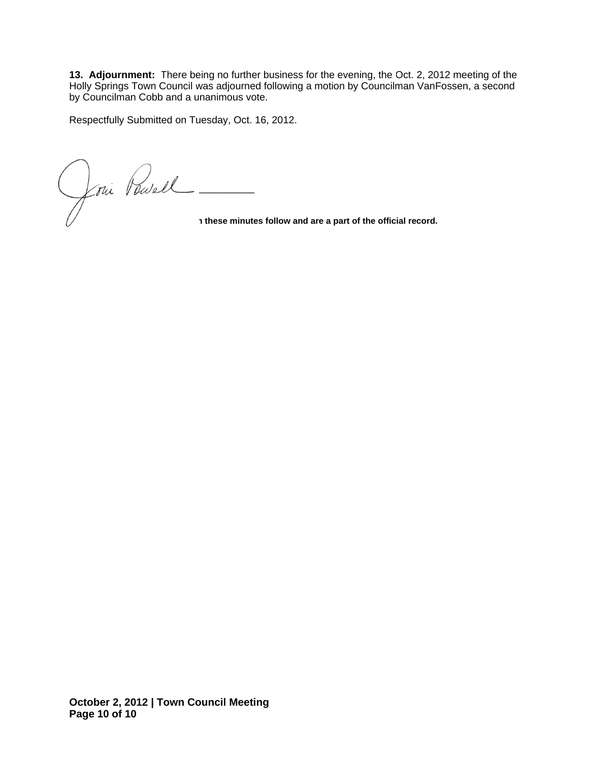**13. Adjournment:** There being no further business for the evening, the Oct. 2, 2012 meeting of the Holly Springs Town Council was adjourned following a motion by Councilman VanFossen, a second by Councilman Cobb and a unanimous vote.

Respectfully Submitted on Tuesday, Oct. 16, 2012.

Joni Powell ________

**n these minutes follow and are a part of the official record.**